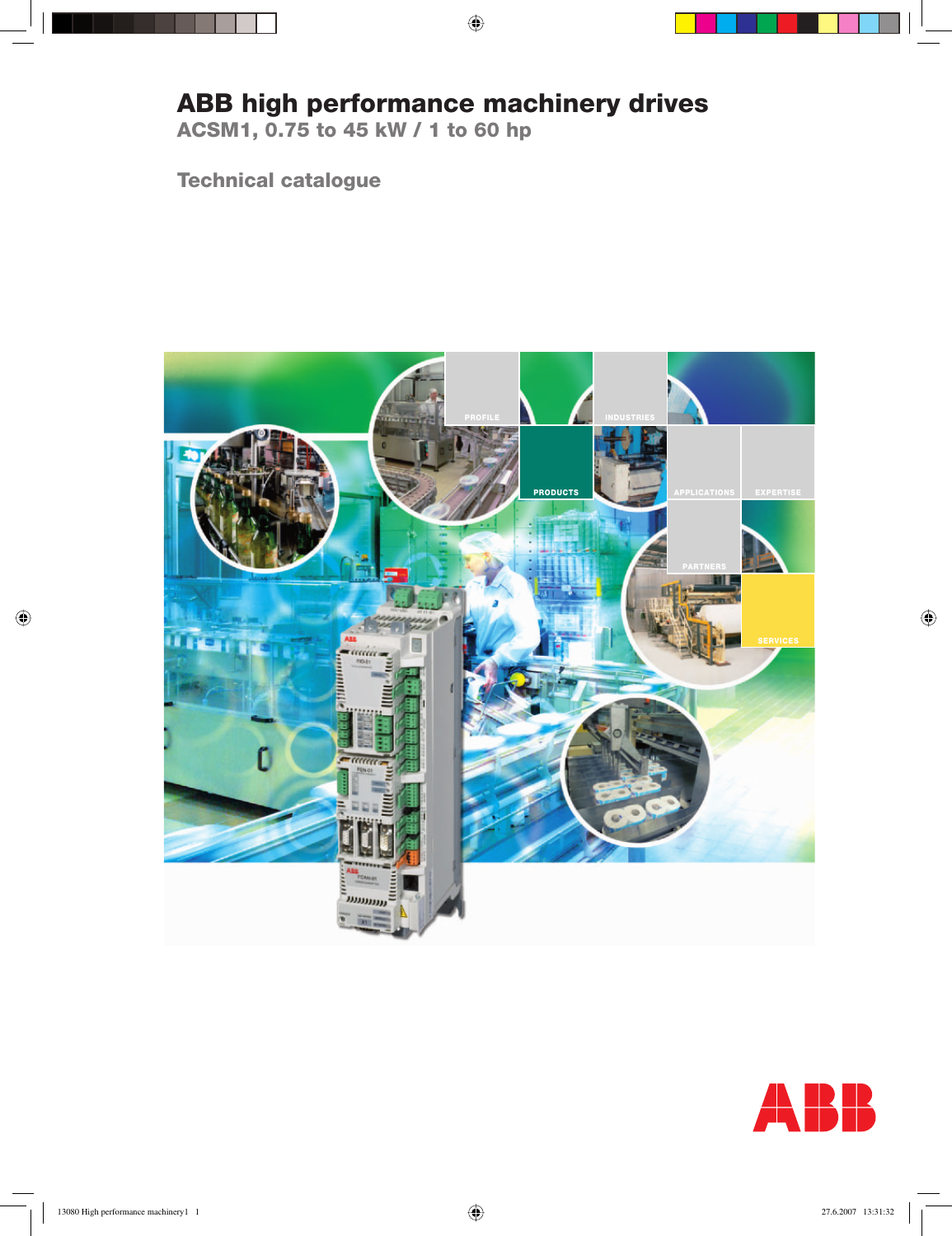# ABB high performance machinery drives

## ACSM1, 0.75 to 45 kW / 1 to 60 hp

## Technical catalogue

PROFILE

INDUSTRIES

PRODUCTS

APPLICATIONS

EXPERTISE

PARTNERS

SERVICES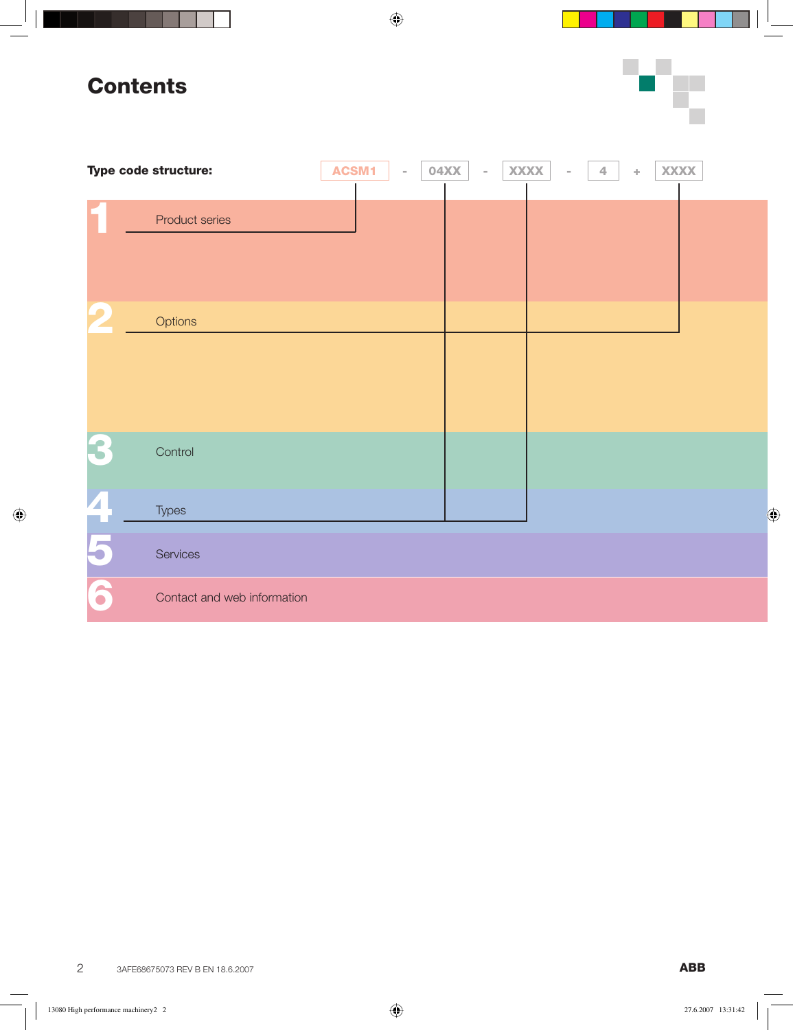# Contents

**Type code structure:** ACSM1 - 04XX - XXXX - 4 + XXXX

1 Product series

2 Options

3 Control

4 Types

5 Services

6 Contact and web information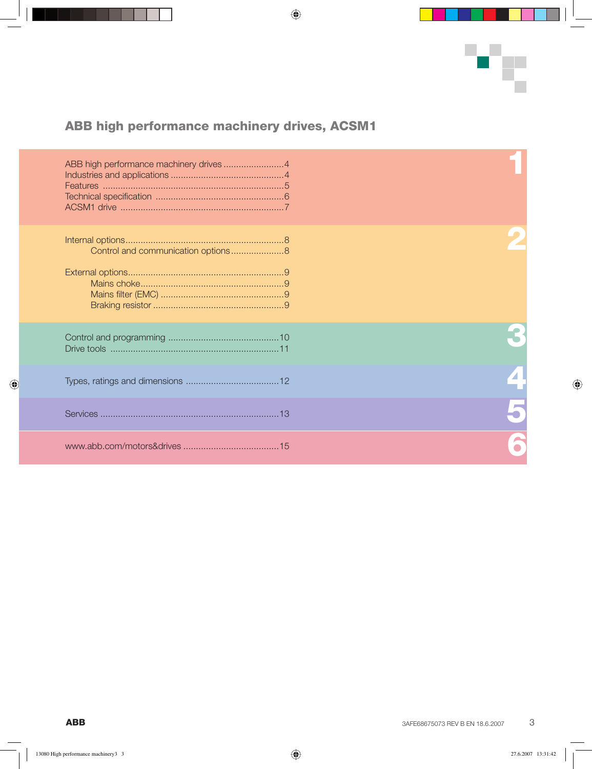# ABB high performance machinery drives, ACSM1

## 1

ABB high performance machinery drives ........................4
Industries and applications .............................................4
Features .......................................................................5
Technical specification ...................................................6
ACSM1 drive .................................................................7

## 2

Internal options..............................................................8
- Control and communication options.....................8

External options.............................................................9
- Mains choke.........................................................9
- Mains filter (EMC) .................................................9
- Braking resistor ....................................................9

## 3

Control and programming ...........................................10
Drive tools ..................................................................11

## 4

Types, ratings and dimensions ....................................12

## 5

Services ......................................................................13

## 6

www.abb.com/motors&drives .....................................15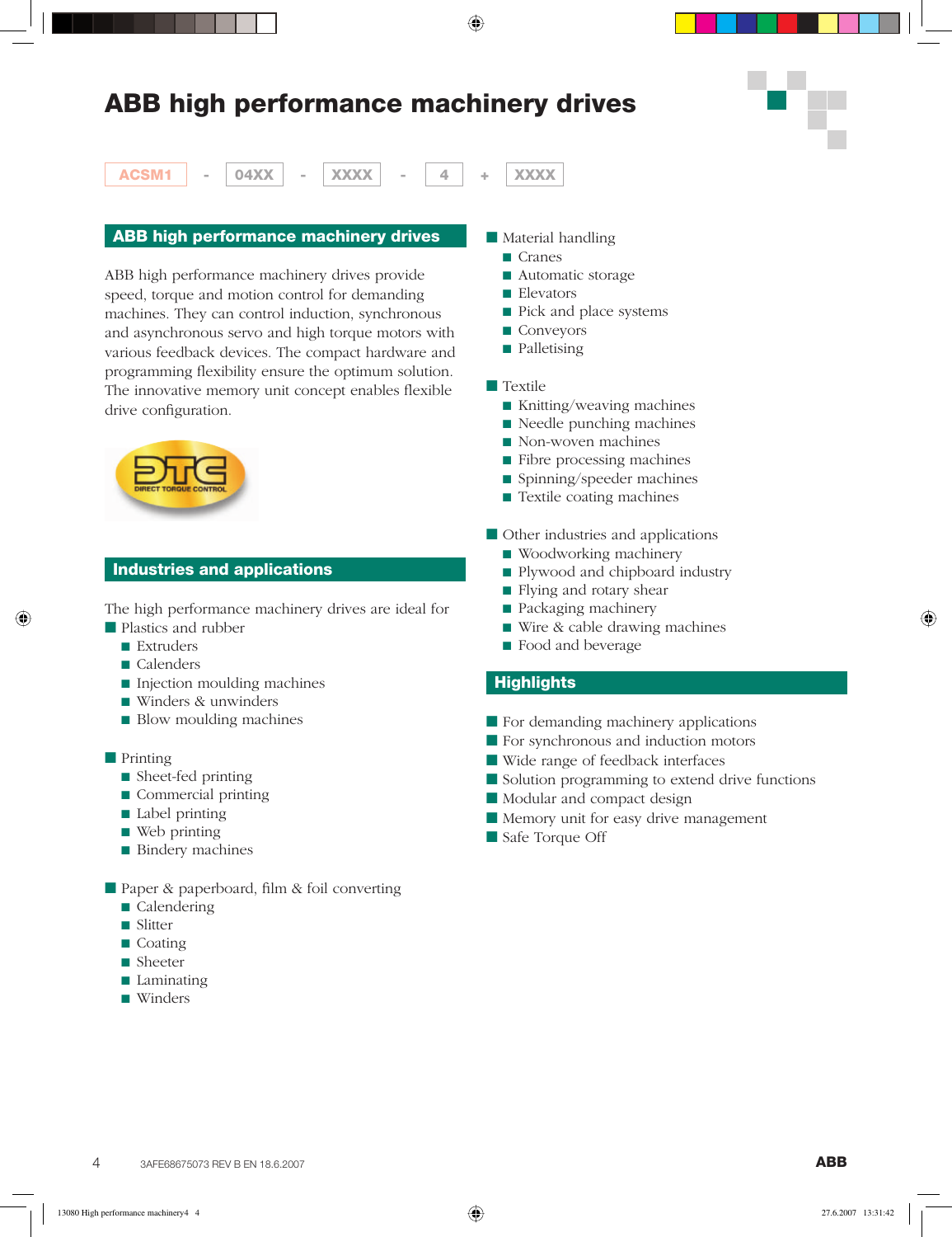# ABB high performance machinery drives

ACSM1 - 04XX - XXXX - 4 + XXXX

## ABB high performance machinery drives

ABB high performance machinery drives provide speed, torque and motion control for demanding machines. They can control induction, synchronous and asynchronous servo and high torque motors with various feedback devices. The compact hardware and programming flexibility ensure the optimum solution. The innovative memory unit concept enables flexible drive configuration.

## Industries and applications

The high performance machinery drives are ideal for

- Plastics and rubber
  - Extruders
  - Calenders
  - Injection moulding machines
  - Winders & unwinders
  - Blow moulding machines

- Printing
  - Sheet-fed printing
  - Commercial printing
  - Label printing
  - Web printing
  - Bindery machines

- Paper & paperboard, film & foil converting
  - Calendering
  - Slitter
  - Coating
  - Sheeter
  - Laminating
  - Winders

- Material handling
  - Cranes
  - Automatic storage
  - Elevators
  - Pick and place systems
  - Conveyors
  - Palletising

- Textile
  - Knitting/weaving machines
  - Needle punching machines
  - Non-woven machines
  - Fibre processing machines
  - Spinning/speeder machines
  - Textile coating machines

- Other industries and applications
  - Woodworking machinery
  - Plywood and chipboard industry
  - Flying and rotary shear
  - Packaging machinery
  - Wire & cable drawing machines
  - Food and beverage

## Highlights

- For demanding machinery applications
- For synchronous and induction motors
- Wide range of feedback interfaces
- Solution programming to extend drive functions
- Modular and compact design
- Memory unit for easy drive management
- Safe Torque Off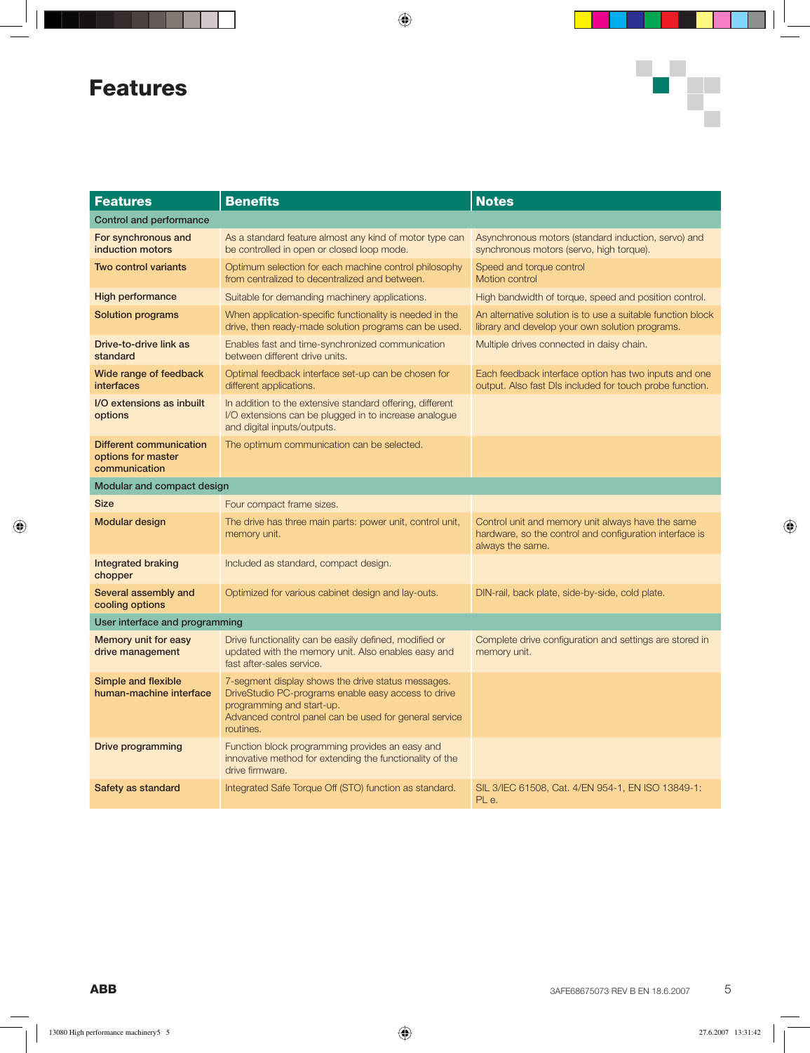# Features

| Features | Benefits | Notes |
|---|---|---|
| **Control and performance** | | |
| **For synchronous and induction motors** | As a standard feature almost any kind of motor type can be controlled in open or closed loop mode. | Asynchronous motors (standard induction, servo) and synchronous motors (servo, high torque). |
| **Two control variants** | Optimum selection for each machine control philosophy from centralized to decentralized and between. | Speed and torque control<br>Motion control |
| **High performance** | Suitable for demanding machinery applications. | High bandwidth of torque, speed and position control. |
| **Solution programs** | When application-specific functionality is needed in the drive, then ready-made solution programs can be used. | An alternative solution is to use a suitable function block library and develop your own solution programs. |
| **Drive-to-drive link as standard** | Enables fast and time-synchronized communication between different drive units. | Multiple drives connected in daisy chain. |
| **Wide range of feedback interfaces** | Optimal feedback interface set-up can be chosen for different applications. | Each feedback interface option has two inputs and one output. Also fast DIs included for touch probe function. |
| **I/O extensions as inbuilt options** | In addition to the extensive standard offering, different I/O extensions can be plugged in to increase analogue and digital inputs/outputs. | |
| **Different communication options for master communication** | The optimum communication can be selected. | |
| **Modular and compact design** | | |
| **Size** | Four compact frame sizes. | |
| **Modular design** | The drive has three main parts: power unit, control unit, memory unit. | Control unit and memory unit always have the same hardware, so the control and configuration interface is always the same. |
| **Integrated braking chopper** | Included as standard, compact design. | |
| **Several assembly and cooling options** | Optimized for various cabinet design and lay-outs. | DIN-rail, back plate, side-by-side, cold plate. |
| **User interface and programming** | | |
| **Memory unit for easy drive management** | Drive functionality can be easily defined, modified or updated with the memory unit. Also enables easy and fast after-sales service. | Complete drive configuration and settings are stored in memory unit. |
| **Simple and flexible human-machine interface** | 7-segment display shows the drive status messages. DriveStudio PC-programs enable easy access to drive programming and start-up.<br>Advanced control panel can be used for general service routines. | |
| **Drive programming** | Function block programming provides an easy and innovative method for extending the functionality of the drive firmware. | |
| **Safety as standard** | Integrated Safe Torque Off (STO) function as standard. | SIL 3/IEC 61508, Cat. 4/EN 954-1, EN ISO 13849-1: PL e. |

ABB

3AFE68675073 REV B EN 18.6.2007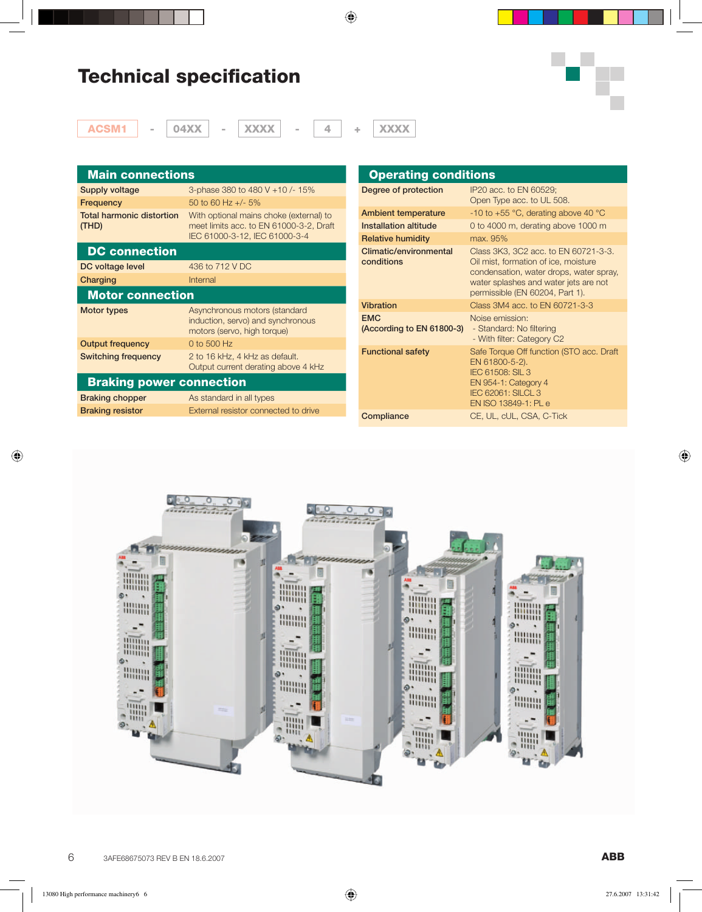# Technical specification

ACSM1 - 04XX - XXXX - 4 + XXXX

## Main connections

| | |
|---|---|
| Supply voltage | 3-phase 380 to 480 V +10 /- 15% |
| Frequency | 50 to 60 Hz +/- 5% |
| Total harmonic distortion (THD) | With optional mains choke (external) to meet limits acc. to EN 61000-3-2, Draft IEC 61000-3-12, IEC 61000-3-4 |

## DC connection

| | |
|---|---|
| DC voltage level | 436 to 712 V DC |
| Charging | Internal |

## Motor connection

| | |
|---|---|
| Motor types | Asynchronous motors (standard induction, servo) and synchronous motors (servo, high torque) |
| Output frequency | 0 to 500 Hz |
| Switching frequency | 2 to 16 kHz, 4 kHz as default. Output current derating above 4 kHz |

## Braking power connection

| | |
|---|---|
| Braking chopper | As standard in all types |
| Braking resistor | External resistor connected to drive |

## Operating conditions

| | |
|---|---|
| Degree of protection | IP20 acc. to EN 60529; Open Type acc. to UL 508. |
| Ambient temperature | -10 to +55 °C, derating above 40 °C |
| Installation altitude | 0 to 4000 m, derating above 1000 m |
| Relative humidity | max. 95% |
| Climatic/environmental conditions | Class 3K3, 3C2 acc. to EN 60721-3-3. Oil mist, formation of ice, moisture condensation, water drops, water spray, water splashes and water jets are not permissible (EN 60204, Part 1). |
| Vibration | Class 3M4 acc. to EN 60721-3-3 |
| EMC (According to EN 61800-3) | Noise emission:<br>- Standard: No filtering<br>- With filter: Category C2 |
| Functional safety | Safe Torque Off function (STO acc. Draft EN 61800-5-2).<br>IEC 61508: SIL 3<br>EN 954-1: Category 4<br>IEC 62061: SILCL 3<br>EN ISO 13849-1: PL e |
| Compliance | CE, UL, cUL, CSA, C-Tick |

3AFE68675073 REV B EN 18.6.2007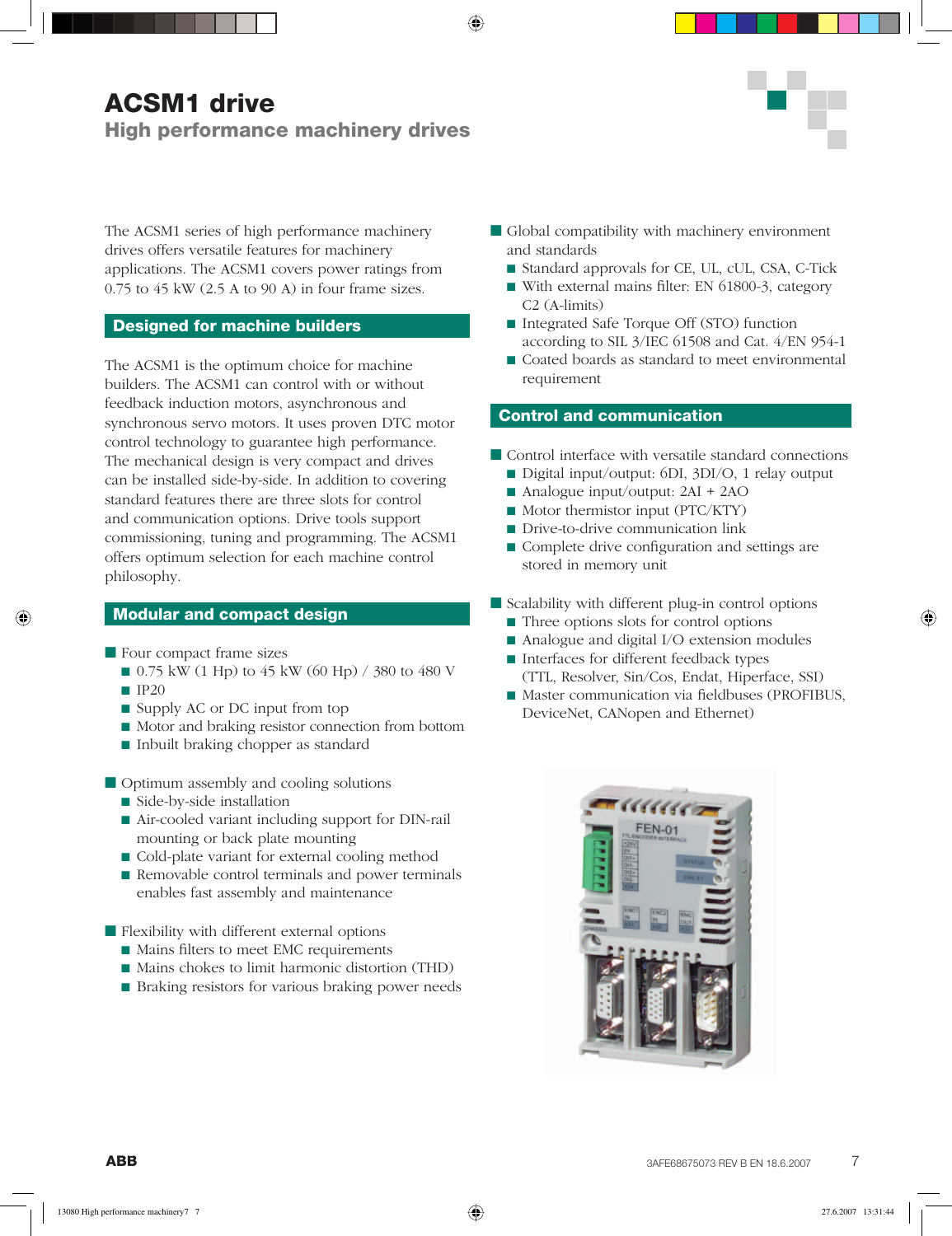# ACSM1 drive

## High performance machinery drives

The ACSM1 series of high performance machinery drives offers versatile features for machinery applications. The ACSM1 covers power ratings from 0.75 to 45 kW (2.5 A to 90 A) in four frame sizes.

### Designed for machine builders

The ACSM1 is the optimum choice for machine builders. The ACSM1 can control with or without feedback induction motors, asynchronous and synchronous servo motors. It uses proven DTC motor control technology to guarantee high performance. The mechanical design is very compact and drives can be installed side-by-side. In addition to covering standard features there are three slots for control and communication options. Drive tools support commissioning, tuning and programming. The ACSM1 offers optimum selection for each machine control philosophy.

### Modular and compact design

- Four compact frame sizes
  - 0.75 kW (1 Hp) to 45 kW (60 Hp) / 380 to 480 V
  - IP20
  - Supply AC or DC input from top
  - Motor and braking resistor connection from bottom
  - Inbuilt braking chopper as standard

- Optimum assembly and cooling solutions
  - Side-by-side installation
  - Air-cooled variant including support for DIN-rail mounting or back plate mounting
  - Cold-plate variant for external cooling method
  - Removable control terminals and power terminals enables fast assembly and maintenance

- Flexibility with different external options
  - Mains filters to meet EMC requirements
  - Mains chokes to limit harmonic distortion (THD)
  - Braking resistors for various braking power needs

- Global compatibility with machinery environment and standards
  - Standard approvals for CE, UL, cUL, CSA, C-Tick
  - With external mains filter: EN 61800-3, category C2 (A-limits)
  - Integrated Safe Torque Off (STO) function according to SIL 3/IEC 61508 and Cat. 4/EN 954-1
  - Coated boards as standard to meet environmental requirement

### Control and communication

- Control interface with versatile standard connections
  - Digital input/output: 6DI, 3DI/O, 1 relay output
  - Analogue input/output: 2AI + 2AO
  - Motor thermistor input (PTC/KTY)
  - Drive-to-drive communication link
  - Complete drive configuration and settings are stored in memory unit

- Scalability with different plug-in control options
  - Three options slots for control options
  - Analogue and digital I/O extension modules
  - Interfaces for different feedback types (TTL, Resolver, Sin/Cos, Endat, Hiperface, SSI)
  - Master communication via fieldbuses (PROFIBUS, DeviceNet, CANopen and Ethernet)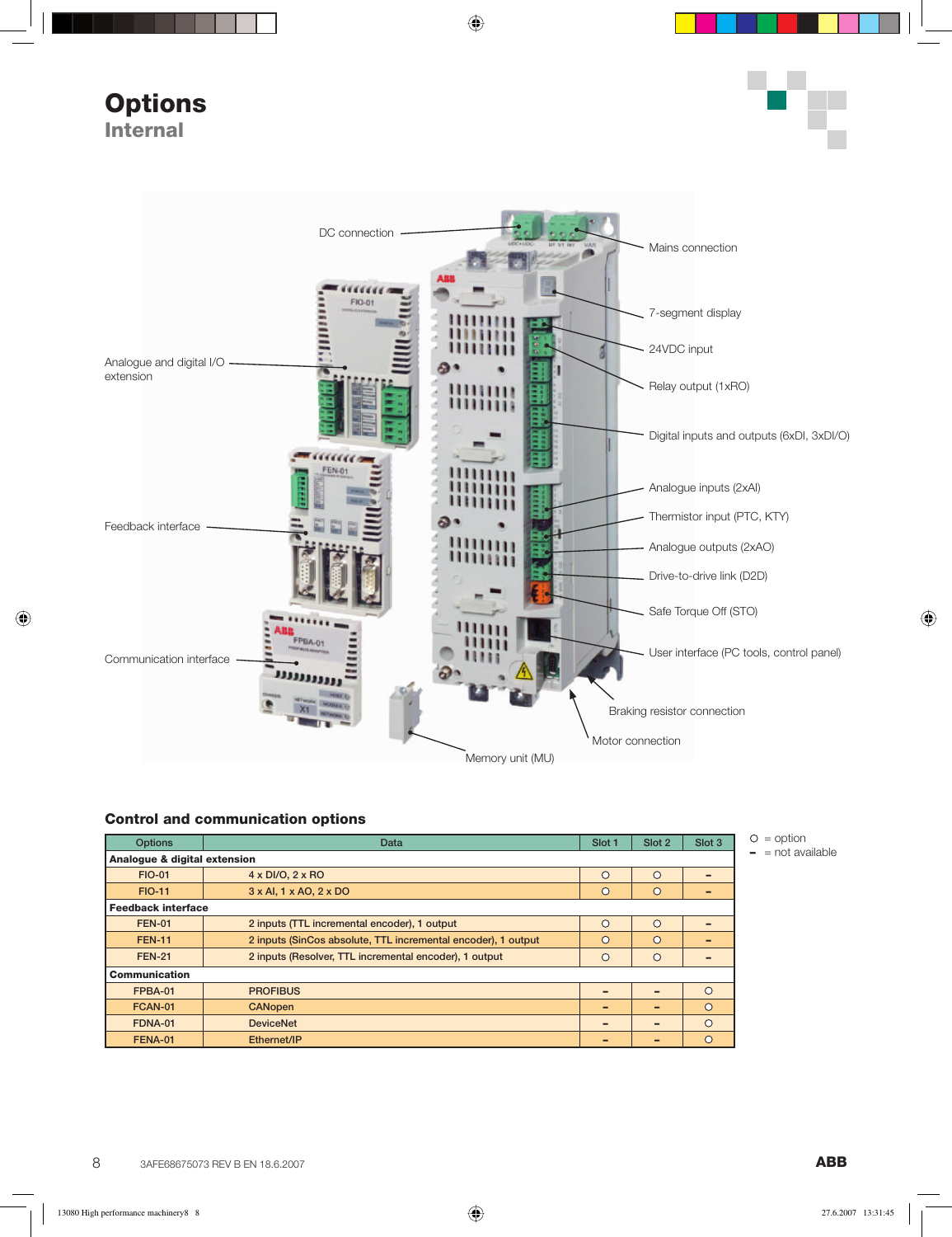# Options

## Internal

DC connection

Mains connection

7-segment display

24VDC input

Relay output (1xRO)

Digital inputs and outputs (6xDI, 3xDI/O)

Analogue inputs (2xAI)

Thermistor input (PTC, KTY)

Analogue outputs (2xAO)

Drive-to-drive link (D2D)

Safe Torque Off (STO)

User interface (PC tools, control panel)

Braking resistor connection

Motor connection

Memory unit (MU)

Analogue and digital I/O extension

Feedback interface

Communication interface

### Control and communication options

| Options | Data | Slot 1 | Slot 2 | Slot 3 |
|---|---|---|---|---|
| **Analogue & digital extension** | | | | |
| FIO-01 | 4 x DI/O, 2 x RO | ○ | ○ | – |
| FIO-11 | 3 x AI, 1 x AO, 2 x DO | ○ | ○ | – |
| **Feedback interface** | | | | |
| FEN-01 | 2 inputs (TTL incremental encoder), 1 output | ○ | ○ | – |
| FEN-11 | 2 inputs (SinCos absolute, TTL incremental encoder), 1 output | ○ | ○ | – |
| FEN-21 | 2 inputs (Resolver, TTL incremental encoder), 1 output | ○ | ○ | – |
| **Communication** | | | | |
| FPBA-01 | PROFIBUS | – | – | ○ |
| FCAN-01 | CANopen | – | – | ○ |
| FDNA-01 | DeviceNet | – | – | ○ |
| FENA-01 | Ethernet/IP | – | – | ○ |

○ = option
– = not available

3AFE68675073 REV B EN 18.6.2007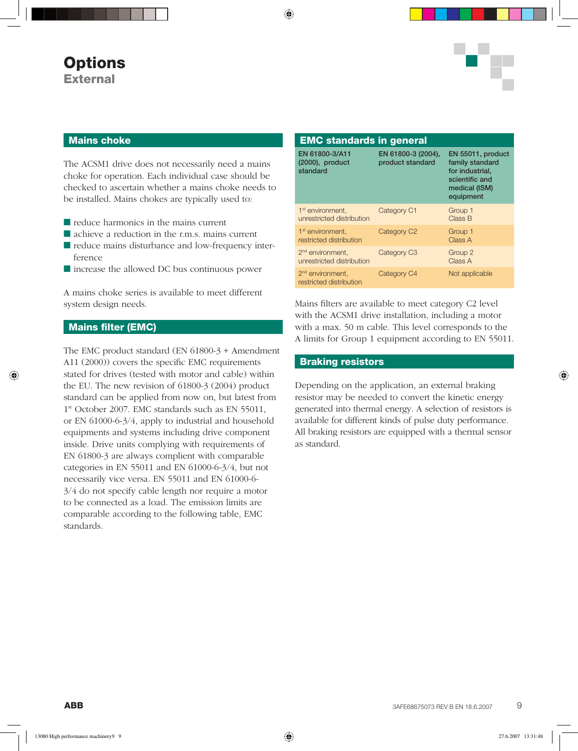# Options

## External

### Mains choke

The ACSM1 drive does not necessarily need a mains choke for operation. Each individual case should be checked to ascertain whether a mains choke needs to be installed. Mains chokes are typically used to:

- reduce harmonics in the mains current
- achieve a reduction in the r.m.s. mains current
- reduce mains disturbance and low-frequency interference
- increase the allowed DC bus continuous power

A mains choke series is available to meet different system design needs.

### Mains filter (EMC)

The EMC product standard (EN 61800-3 + Amendment A11 (2000)) covers the specific EMC requirements stated for drives (tested with motor and cable) within the EU. The new revision of 61800-3 (2004) product standard can be applied from now on, but latest from 1st October 2007. EMC standards such as EN 55011, or EN 61000-6-3/4, apply to industrial and household equipments and systems including drive component inside. Drive units complying with requirements of EN 61800-3 are always complient with comparable categories in EN 55011 and EN 61000-6-3/4, but not necessarily vice versa. EN 55011 and EN 61000-6-3/4 do not specify cable length nor require a motor to be connected as a load. The emission limits are comparable according to the following table, EMC standards.

### EMC standards in general

| EN 61800-3/A11 (2000), product standard | EN 61800-3 (2004), product standard | EN 55011, product family standard for industrial, scientific and medical (ISM) equipment |
|---|---|---|
| 1st environment, unrestricted distribution | Category C1 | Group 1 Class B |
| 1st environment, restricted distribution | Category C2 | Group 1 Class A |
| 2nd environment, unrestricted distribution | Category C3 | Group 2 Class A |
| 2nd environment, restricted distribution | Category C4 | Not applicable |

Mains filters are available to meet category C2 level with the ACSM1 drive installation, including a motor with a max. 50 m cable. This level corresponds to the A limits for Group 1 equipment according to EN 55011.

### Braking resistors

Depending on the application, an external braking resistor may be needed to convert the kinetic energy generated into thermal energy. A selection of resistors is available for different kinds of pulse duty performance. All braking resistors are equipped with a thermal sensor as standard.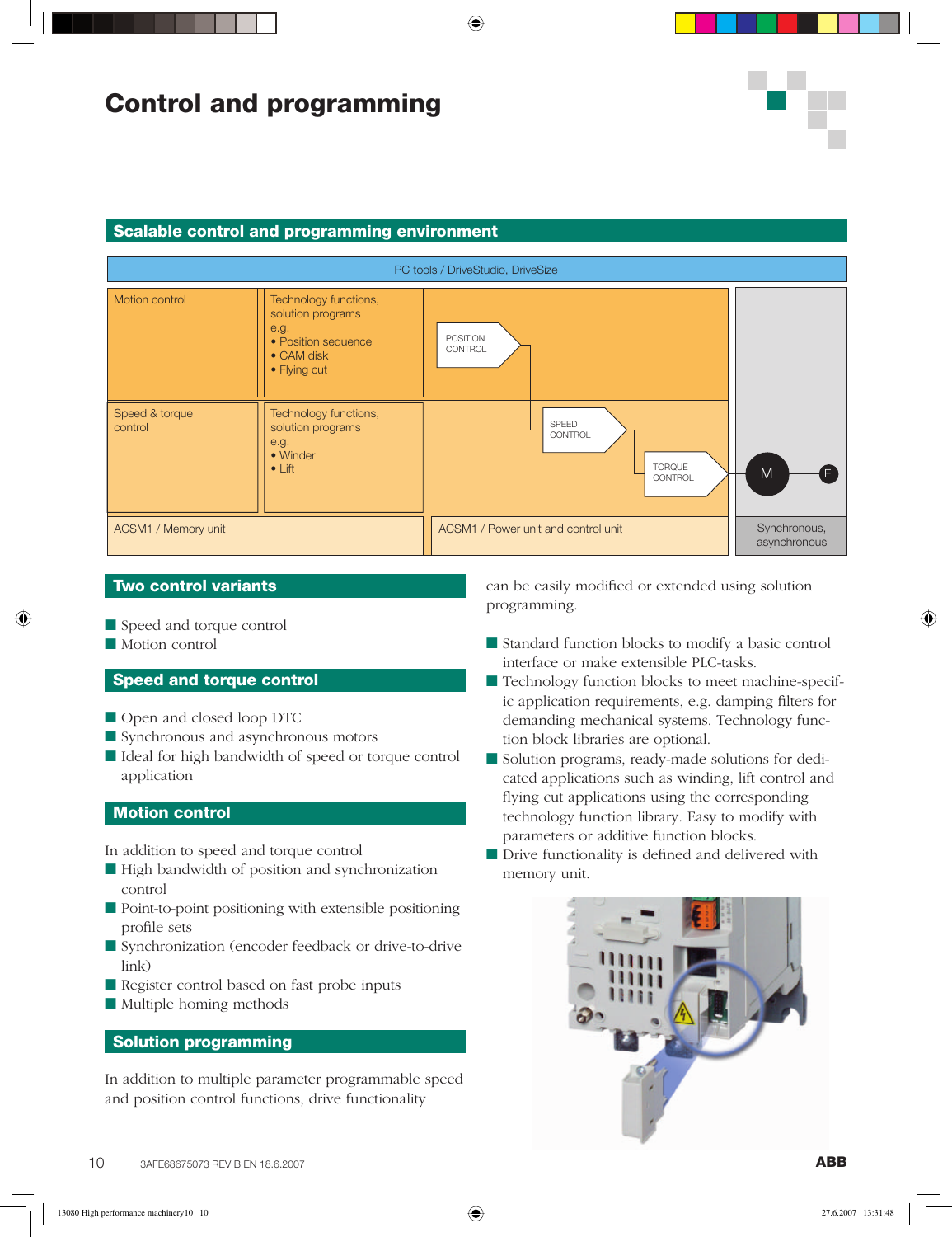# Control and programming

## Scalable control and programming environment

PC tools / DriveStudio, DriveSize

| Motion control | Technology functions, solution programs e.g. • Position sequence • CAM disk • Flying cut | POSITION CONTROL | |
|---|---|---|---|
| Speed & torque control | Technology functions, solution programs e.g. • Winder • Lift | SPEED CONTROL → TORQUE CONTROL | M E |
| ACSM1 / Memory unit | | ACSM1 / Power unit and control unit | Synchronous, asynchronous |

## Two control variants

- Speed and torque control
- Motion control

## Speed and torque control

- Open and closed loop DTC
- Synchronous and asynchronous motors
- Ideal for high bandwidth of speed or torque control application

## Motion control

In addition to speed and torque control

- High bandwidth of position and synchronization control
- Point-to-point positioning with extensible positioning profile sets
- Synchronization (encoder feedback or drive-to-drive link)
- Register control based on fast probe inputs
- Multiple homing methods

## Solution programming

In addition to multiple parameter programmable speed and position control functions, drive functionality can be easily modified or extended using solution programming.

- Standard function blocks to modify a basic control interface or make extensible PLC-tasks.
- Technology function blocks to meet machine-specific application requirements, e.g. damping filters for demanding mechanical systems. Technology function block libraries are optional.
- Solution programs, ready-made solutions for dedicated applications such as winding, lift control and flying cut applications using the corresponding technology function library. Easy to modify with parameters or additive function blocks.
- Drive functionality is defined and delivered with memory unit.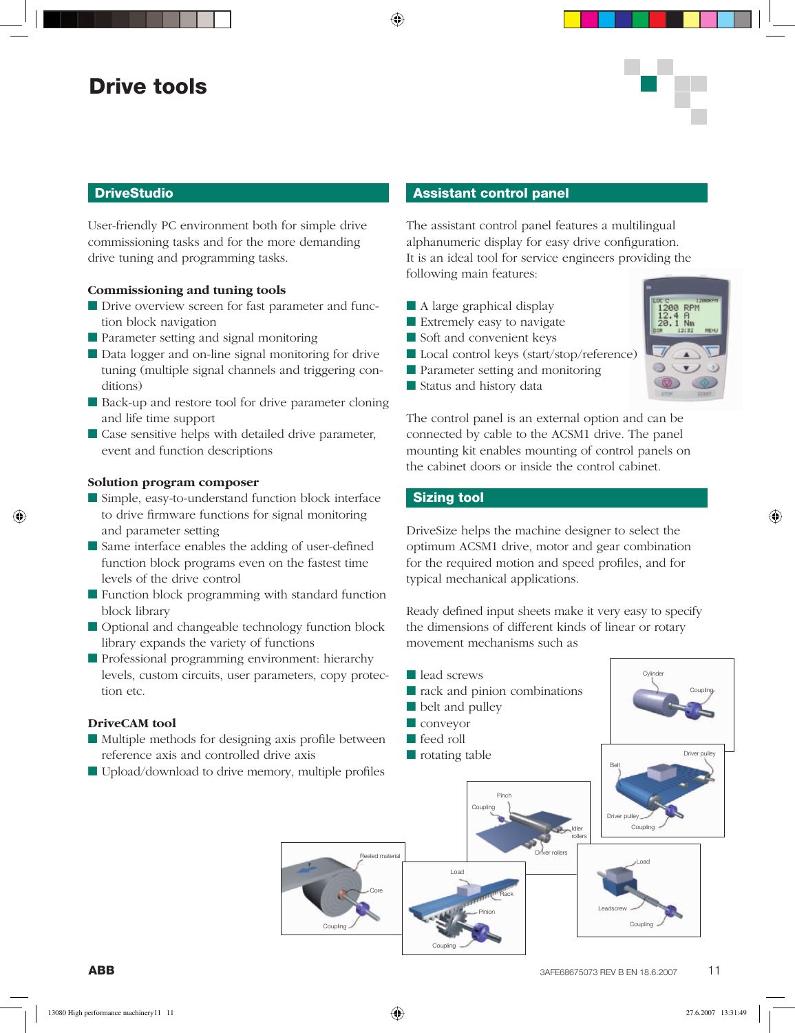# Drive tools

## DriveStudio

User-friendly PC environment both for simple drive commissioning tasks and for the more demanding drive tuning and programming tasks.

### Commissioning and tuning tools

- Drive overview screen for fast parameter and function block navigation
- Parameter setting and signal monitoring
- Data logger and on-line signal monitoring for drive tuning (multiple signal channels and triggering conditions)
- Back-up and restore tool for drive parameter cloning and life time support
- Case sensitive helps with detailed drive parameter, event and function descriptions

### Solution program composer

- Simple, easy-to-understand function block interface to drive firmware functions for signal monitoring and parameter setting
- Same interface enables the adding of user-defined function block programs even on the fastest time levels of the drive control
- Function block programming with standard function block library
- Optional and changeable technology function block library expands the variety of functions
- Professional programming environment: hierarchy levels, custom circuits, user parameters, copy protection etc.

### DriveCAM tool

- Multiple methods for designing axis profile between reference axis and controlled drive axis
- Upload/download to drive memory, multiple profiles

## Assistant control panel

The assistant control panel features a multilingual alphanumeric display for easy drive configuration. It is an ideal tool for service engineers providing the following main features:

- A large graphical display
- Extremely easy to navigate
- Soft and convenient keys
- Local control keys (start/stop/reference)
- Parameter setting and monitoring
- Status and history data

The control panel is an external option and can be connected by cable to the ACSM1 drive. The panel mounting kit enables mounting of control panels on the cabinet doors or inside the control cabinet.

## Sizing tool

DriveSize helps the machine designer to select the optimum ACSM1 drive, motor and gear combination for the required motion and speed profiles, and for typical mechanical applications.

Ready defined input sheets make it very easy to specify the dimensions of different kinds of linear or rotary movement mechanisms such as

- lead screws
- rack and pinion combinations
- belt and pulley
- conveyor
- feed roll
- rotating table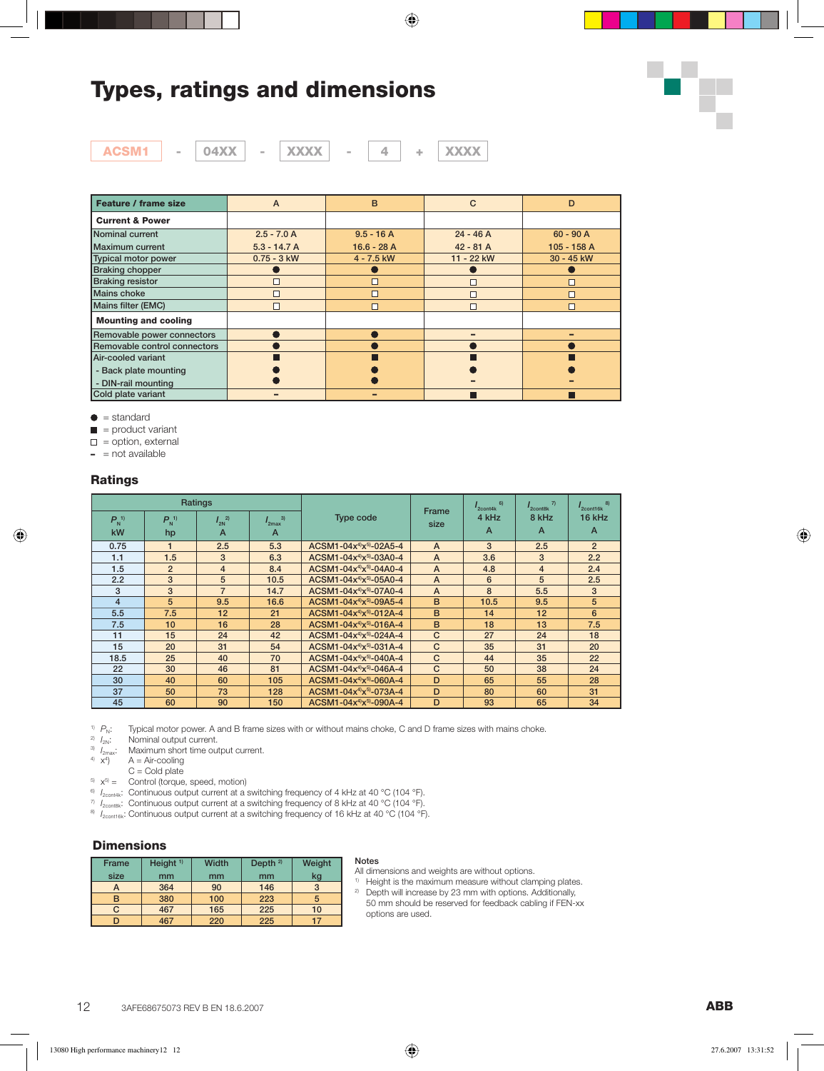# Types, ratings and dimensions

ACSM1 - 04XX - XXXX - 4 + XXXX

| Feature / frame size | A | B | C | D |
|---|---|---|---|---|
| **Current & Power** | | | | |
| Nominal current | 2.5 - 7.0 A | 9.5 - 16 A | 24 - 46 A | 60 - 90 A |
| Maximum current | 5.3 - 14.7 A | 16.6 - 28 A | 42 - 81 A | 105 - 158 A |
| Typical motor power | 0.75 - 3 kW | 4 - 7.5 kW | 11 - 22 kW | 30 - 45 kW |
| Braking chopper | ● | ● | ● | ● |
| Braking resistor | □ | □ | □ | □ |
| Mains choke | □ | □ | □ | □ |
| Mains filter (EMC) | □ | □ | □ | □ |
| **Mounting and cooling** | | | | |
| Removable power connectors | ● | ● | - | - |
| Removable control connectors | ● | ● | ● | ● |
| Air-cooled variant | ■ | ■ | ■ | ■ |
| - Back plate mounting | ● | ● | ● | ● |
| - DIN-rail mounting | ● | ● | - | - |
| Cold plate variant | - | - | ■ | ■ |

● = standard
■ = product variant
□ = option, external
- = not available

## Ratings

| Ratings | | | | Type code | Frame size | $I_{2cont4k}$ [6] 4 kHz | $I_{2cont8k}$ [7] 8 kHz | $I_{2cont16k}$ [8] 16 kHz |
|---|---|---|---|---|---|---|---|---|
| $P_N$ [1] kW | $P_N$ [1] hp | $I_{2N}$ [2] A | $I_{2max}$ [3] A | | | A | A | A |
| 0.75 | 1 | 2.5 | 5.3 | ACSM1-04x[4]x[5]-02A5-4 | A | 3 | 2.5 | 2 |
| 1.1 | 1.5 | 3 | 6.3 | ACSM1-04x[4]x[5]-03A0-4 | A | 3.6 | 3 | 2.2 |
| 1.5 | 2 | 4 | 8.4 | ACSM1-04x[4]x[5]-04A0-4 | A | 4.8 | 4 | 2.4 |
| 2.2 | 3 | 5 | 10.5 | ACSM1-04x[4]x[5]-05A0-4 | A | 6 | 5 | 2.5 |
| 3 | 3 | 7 | 14.7 | ACSM1-04x[4]x[5]-07A0-4 | A | 8 | 5.5 | 3 |
| 4 | 5 | 9.5 | 16.6 | ACSM1-04x[4]x[5]-09A5-4 | B | 10.5 | 9.5 | 5 |
| 5.5 | 7.5 | 12 | 21 | ACSM1-04x[4]x[5]-012A-4 | B | 14 | 12 | 6 |
| 7.5 | 10 | 16 | 28 | ACSM1-04x[4]x[5]-016A-4 | B | 18 | 13 | 7.5 |
| 11 | 15 | 24 | 42 | ACSM1-04x[4]x[5]-024A-4 | C | 27 | 24 | 18 |
| 15 | 20 | 31 | 54 | ACSM1-04x[4]x[5]-031A-4 | C | 35 | 31 | 20 |
| 18.5 | 25 | 40 | 70 | ACSM1-04x[4]x[5]-040A-4 | C | 44 | 35 | 22 |
| 22 | 30 | 46 | 81 | ACSM1-04x[4]x[5]-046A-4 | C | 50 | 38 | 24 |
| 30 | 40 | 60 | 105 | ACSM1-04x[4]x[5]-060A-4 | D | 65 | 55 | 28 |
| 37 | 50 | 73 | 128 | ACSM1-04x[4]x[5]-073A-4 | D | 80 | 60 | 31 |
| 45 | 60 | 90 | 150 | ACSM1-04x[4]x[5]-090A-4 | D | 93 | 65 | 34 |

[1] $P_N$: Typical motor power. A and B frame sizes with or without mains choke, C and D frame sizes with mains choke.
[2] $I_{2N}$: Nominal output current.
[3] $I_{2max}$: Maximum short time output current.
[4] x[4]) A = Air-cooling
C = Cold plate
[5] x[5] = Control (torque, speed, motion)
[6] $I_{2cont4k}$: Continuous output current at a switching frequency of 4 kHz at 40 °C (104 °F).
[7] $I_{2cont8k}$: Continuous output current at a switching frequency of 8 kHz at 40 °C (104 °F).
[8] $I_{2cont16k}$: Continuous output current at a switching frequency of 16 kHz at 40 °C (104 °F).

## Dimensions

| Frame size | Height [1] mm | Width mm | Depth [2] mm | Weight kg |
|---|---|---|---|---|
| A | 364 | 90 | 146 | 3 |
| B | 380 | 100 | 223 | 5 |
| C | 467 | 165 | 225 | 10 |
| D | 467 | 220 | 225 | 17 |

**Notes**
All dimensions and weights are without options.
[1] Height is the maximum measure without clamping plates.
[2] Depth will increase by 23 mm with options. Additionally, 50 mm should be reserved for feedback cabling if FEN-xx options are used.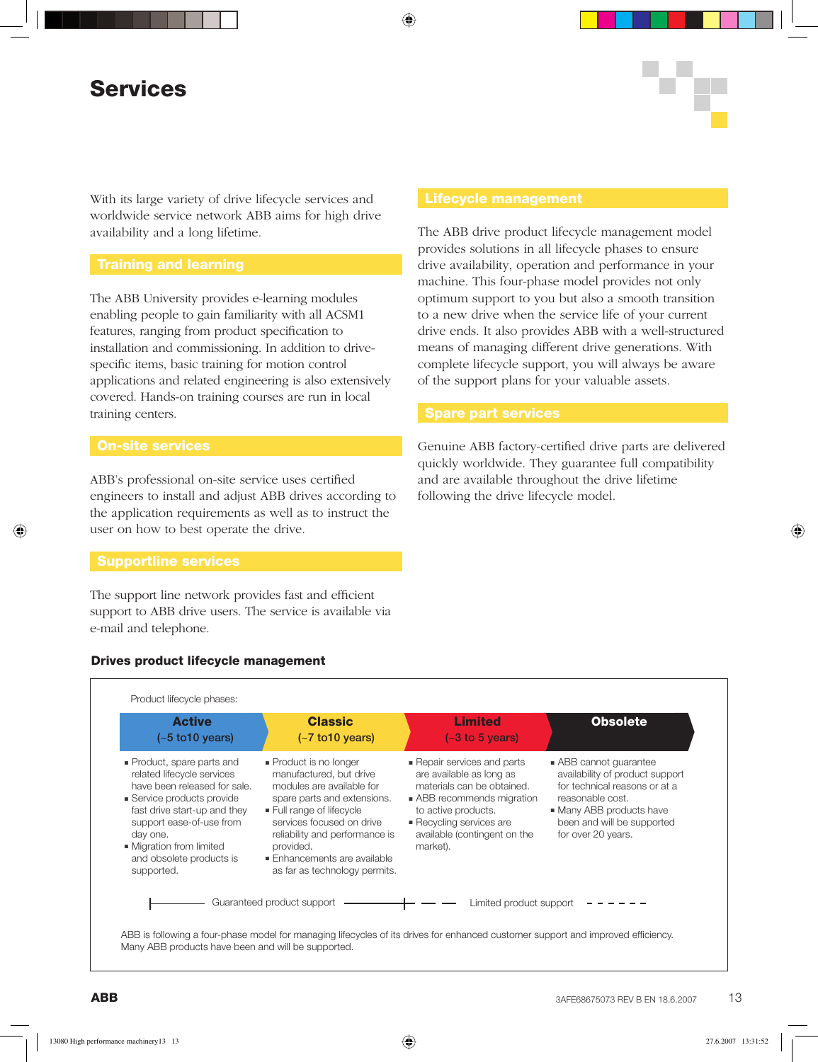# Services

With its large variety of drive lifecycle services and worldwide service network ABB aims for high drive availability and a long lifetime.

## Training and learning

The ABB University provides e-learning modules enabling people to gain familiarity with all ACSM1 features, ranging from product specification to installation and commissioning. In addition to drive-specific items, basic training for motion control applications and related engineering is also extensively covered. Hands-on training courses are run in local training centers.

## On-site services

ABB's professional on-site service uses certified engineers to install and adjust ABB drives according to the application requirements as well as to instruct the user on how to best operate the drive.

## Supportline services

The support line network provides fast and efficient support to ABB drive users. The service is available via e-mail and telephone.

## Lifecycle management

The ABB drive product lifecycle management model provides solutions in all lifecycle phases to ensure drive availability, operation and performance in your machine. This four-phase model provides not only optimum support to you but also a smooth transition to a new drive when the service life of your current drive ends. It also provides ABB with a well-structured means of managing different drive generations. With complete lifecycle support, you will always be aware of the support plans for your valuable assets.

## Spare part services

Genuine ABB factory-certified drive parts are delivered quickly worldwide. They guarantee full compatibility and are available throughout the drive lifetime following the drive lifecycle model.

### Drives product lifecycle management

Product lifecycle phases:

| Active (~5 to10 years) | Classic (~7 to10 years) | Limited (~3 to 5 years) | Obsolete |
|---|---|---|---|
| ▪ Product, spare parts and related lifecycle services have been released for sale.<br>▪ Service products provide fast drive start-up and they support ease-of-use from day one.<br>▪ Migration from limited and obsolete products is supported. | ▪ Product is no longer manufactured, but drive modules are available for spare parts and extensions.<br>▪ Full range of lifecycle services focused on drive reliability and performance is provided.<br>▪ Enhancements are available as far as technology permits. | ▪ Repair services and parts are available as long as materials can be obtained.<br>▪ ABB recommends migration to active products.<br>▪ Recycling services are available (contingent on the market). | ▪ ABB cannot guarantee availability of product support for technical reasons or at a reasonable cost.<br>▪ Many ABB products have been and will be supported for over 20 years. |

Guaranteed product support — Limited product support

ABB is following a four-phase model for managing lifecycles of its drives for enhanced customer support and improved efficiency. Many ABB products have been and will be supported.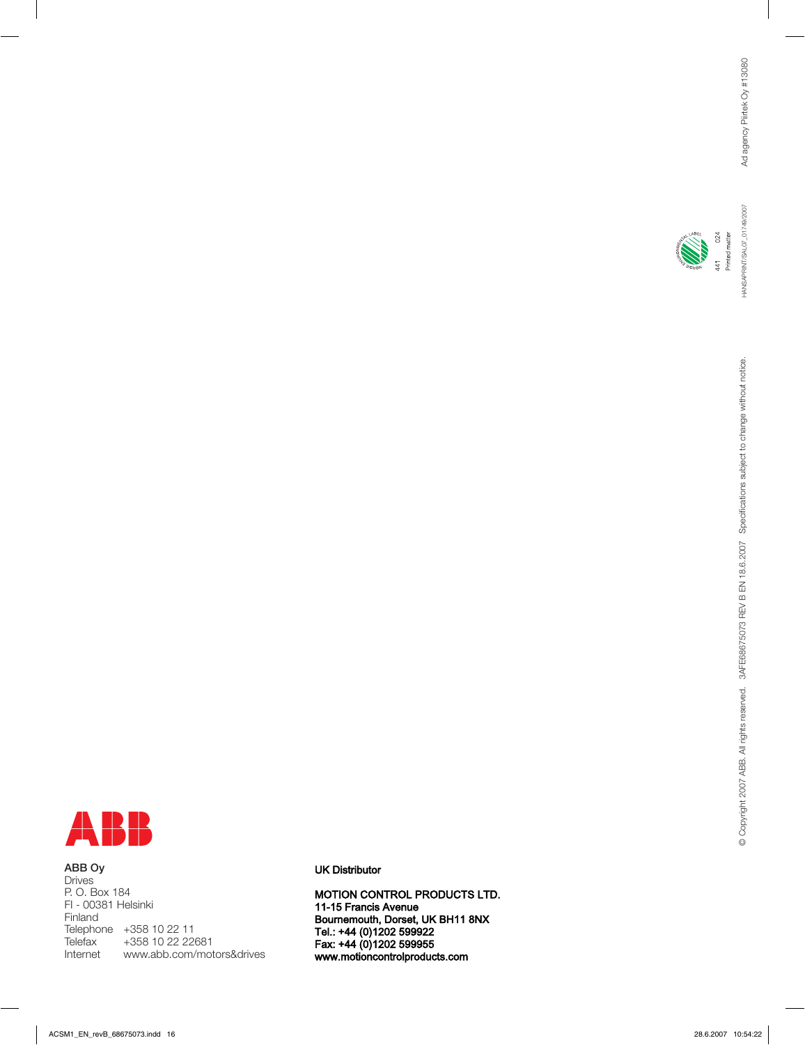**ABB Oy**
Drives
P. O. Box 184
FI - 00381 Helsinki
Finland
Telephone +358 10 22 11
Telefax +358 10 22 22681
Internet www.abb.com/motors&drives

**UK Distributor**

**MOTION CONTROL PRODUCTS LTD.**
**11-15 Francis Avenue**
**Bournemouth, Dorset, UK BH11 8NX**
**Tel.: +44 (0)1202 599922**
**Fax: +44 (0)1202 599955**
**www.motioncontrolproducts.com**

© Copyright 2007 ABB. All rights reserved. 3AFE68675073 REV B EN 18.6.2007 Specifications subject to change without notice.

441 024 Printed matter

HANSAPRINT/SALO7_01749/2007

Ad agency Piirtek Oy #13080